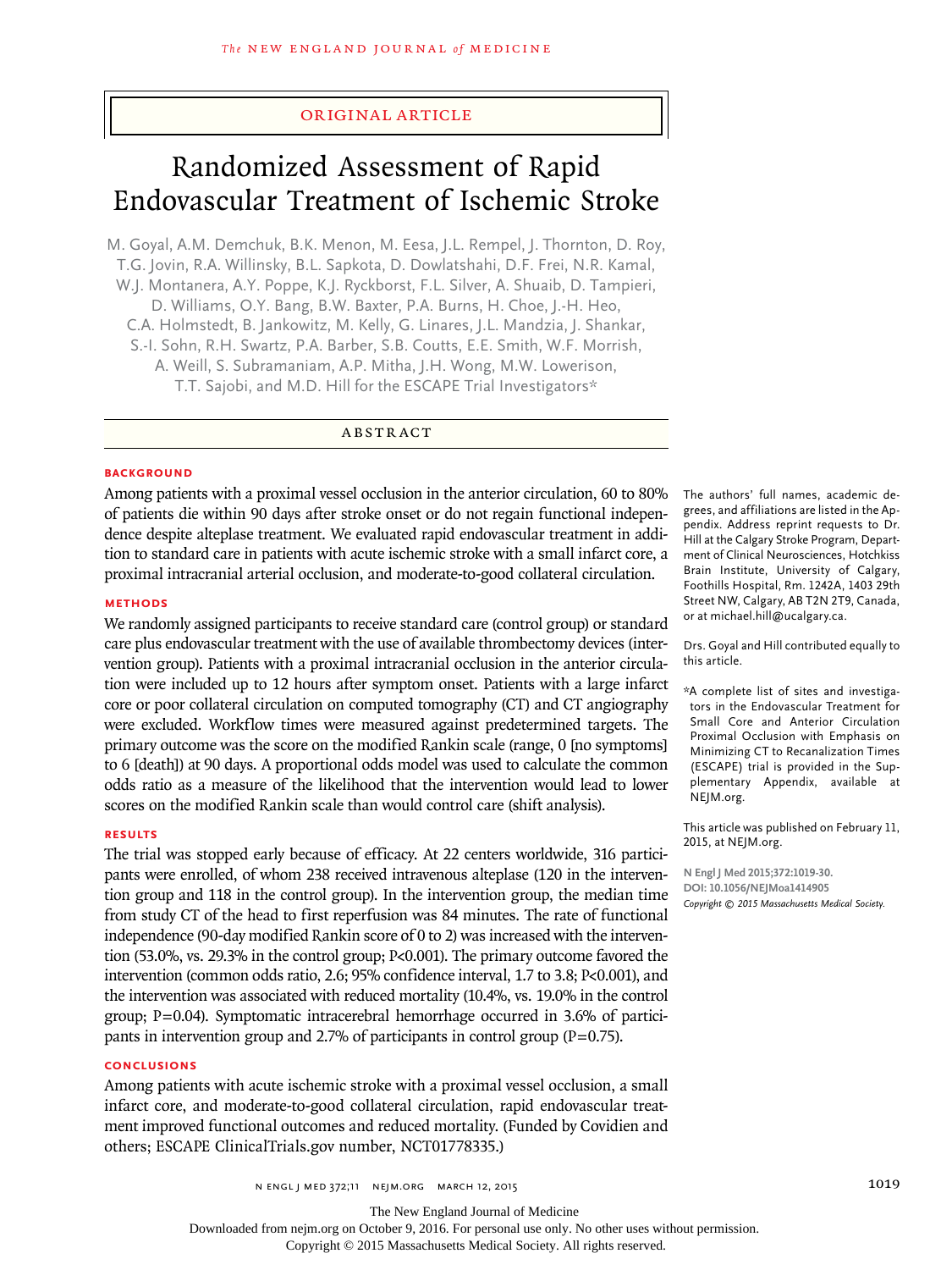ORIGINAL ARTICLE

# Randomized Assessment of Rapid Endovascular Treatment of Ischemic Stroke

M. Goyal, A.M. Demchuk, B.K. Menon, M. Eesa, J.L. Rempel, J. Thornton, D. Roy, T.G. Jovin, R.A. Willinsky, B.L. Sapkota, D. Dowlatshahi, D.F. Frei, N.R. Kamal, W.J. Montanera, A.Y. Poppe, K.J. Ryckborst, F.L. Silver, A. Shuaib, D. Tampieri, D. Williams, O.Y. Bang, B.W. Baxter, P.A. Burns, H. Choe, J.-H. Heo, C.A. Holmstedt, B. Jankowitz, M. Kelly, G. Linares, J.L. Mandzia, J. Shankar, S.-I. Sohn, R.H. Swartz, P.A. Barber, S.B. Coutts, E.E. Smith, W.F. Morrish, A. Weill, S. Subramaniam, A.P. Mitha, J.H. Wong, M.W. Lowerison, T.T. Sajobi, and M.D. Hill for the ESCAPE Trial Investigators*

## ABSTRACT

### BACKGROUND

Among patients with a proximal vessel occlusion in the anterior circulation, 60 to 80% of patients die within 90 days after stroke onset or do not regain functional independence despite alteplase treatment. We evaluated rapid endovascular treatment in addition to standard care in patients with acute ischemic stroke with a small infarct core, a proximal intracranial arterial occlusion, and moderate-to-good collateral circulation.

### METHODS

We randomly assigned participants to receive standard care (control group) or standard care plus endovascular treatment with the use of available thrombectomy devices (intervention group). Patients with a proximal intracranial occlusion in the anterior circulation were included up to 12 hours after symptom onset. Patients with a large infarct core or poor collateral circulation on computed tomography (CT) and CT angiography were excluded. Workflow times were measured against predetermined targets. The primary outcome was the score on the modified Rankin scale (range, 0 [no symptoms] to 6 [death]) at 90 days. A proportional odds model was used to calculate the common odds ratio as a measure of the likelihood that the intervention would lead to lower scores on the modified Rankin scale than would control care (shift analysis).

### RESULTS

The trial was stopped early because of efficacy. At 22 centers worldwide, 316 participants were enrolled, of whom 238 received intravenous alteplase (120 in the intervention group and 118 in the control group). In the intervention group, the median time from study CT of the head to first reperfusion was 84 minutes. The rate of functional independence (90-day modified Rankin score of 0 to 2) was increased with the intervention (53.0%, vs. 29.3% in the control group; P<0.001). The primary outcome favored the intervention (common odds ratio, 2.6; 95% confidence interval, 1.7 to 3.8; P<0.001), and the intervention was associated with reduced mortality (10.4%, vs. 19.0% in the control group; P=0.04). Symptomatic intracerebral hemorrhage occurred in 3.6% of participants in intervention group and 2.7% of participants in control group (P=0.75).

### CONCLUSIONS

Among patients with acute ischemic stroke with a proximal vessel occlusion, a small infarct core, and moderate-to-good collateral circulation, rapid endovascular treatment improved functional outcomes and reduced mortality. (Funded by Covidien and others; ESCAPE ClinicalTrials.gov number, NCT01778335.)

The authors' full names, academic degrees, and affiliations are listed in the Appendix. Address reprint requests to Dr. Hill at the Calgary Stroke Program, Department of Clinical Neurosciences, Hotchkiss Brain Institute, University of Calgary, Foothills Hospital, Rm. 1242A, 1403 29th Street NW, Calgary, AB T2N 2T9, Canada, or at michael.hill@ucalgary.ca.

Drs. Goyal and Hill contributed equally to this article.

*A complete list of sites and investigators in the Endovascular Treatment for Small Core and Anterior Circulation Proximal Occlusion with Emphasis on Minimizing CT to Recanalization Times (ESCAPE) trial is provided in the Supplementary Appendix, available at NEJM.org.

This article was published on February 11, 2015, at NEJM.org.

N Engl J Med 2015;372:1019-30.
DOI: 10.1056/NEJMoa1414905
Copyright © 2015 Massachusetts Medical Society.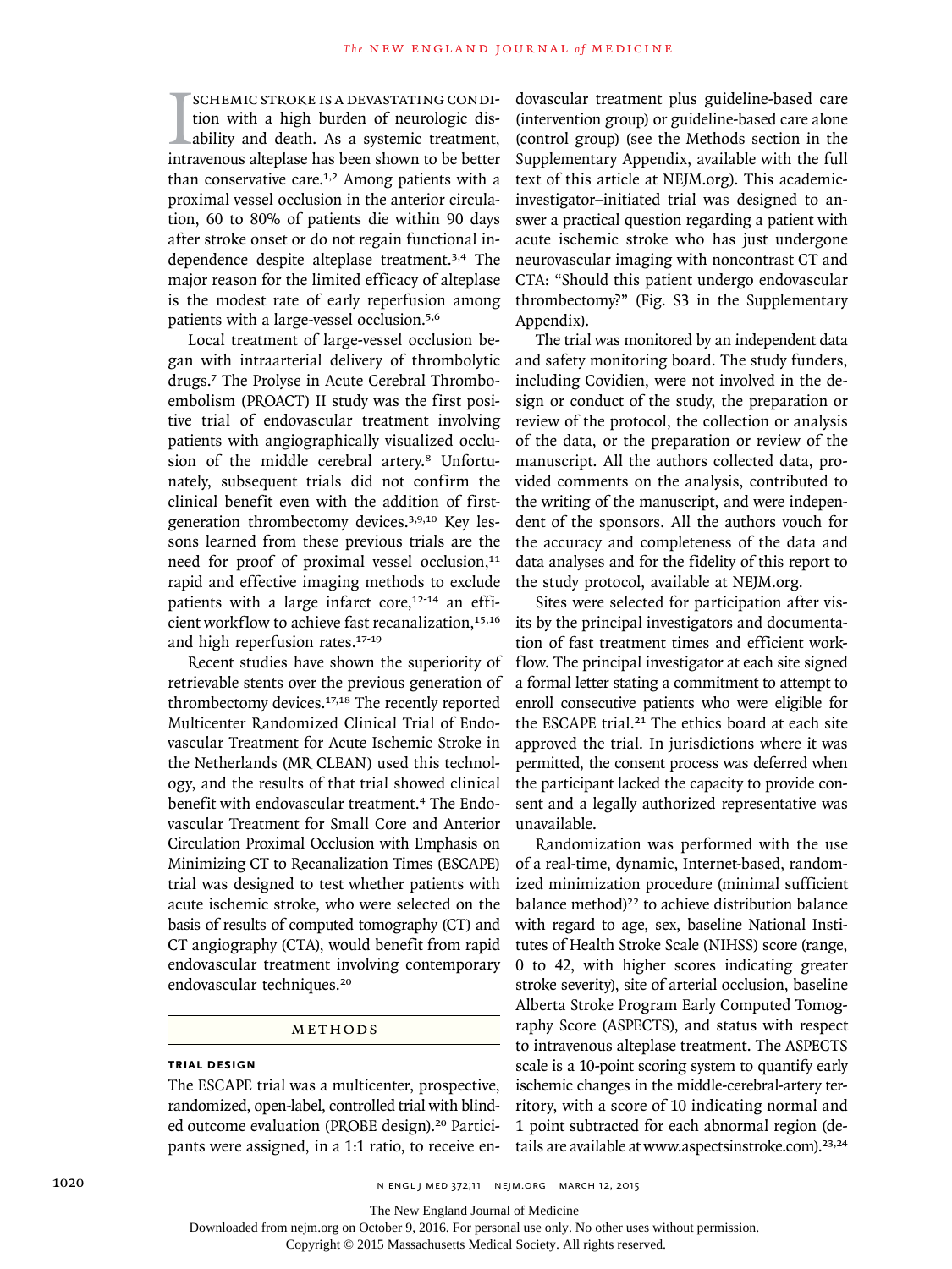Ischemic stroke is a devastating condition with a high burden of neurologic disability and death. As a systemic treatment, intravenous alteplase has been shown to be better than conservative care.[1,2] Among patients with a proximal vessel occlusion in the anterior circulation, 60 to 80% of patients die within 90 days after stroke onset or do not regain functional independence despite alteplase treatment.[3,4] The major reason for the limited efficacy of alteplase is the modest rate of early reperfusion among patients with a large-vessel occlusion.[5,6]

Local treatment of large-vessel occlusion began with intraarterial delivery of thrombolytic drugs.[7] The Prolyse in Acute Cerebral Thromboembolism (PROACT) II study was the first positive trial of endovascular treatment involving patients with angiographically visualized occlusion of the middle cerebral artery.[8] Unfortunately, subsequent trials did not confirm the clinical benefit even with the addition of first-generation thrombectomy devices.[3,9,10] Key lessons learned from these previous trials are the need for proof of proximal vessel occlusion,[11] rapid and effective imaging methods to exclude patients with a large infarct core,[12-14] an efficient workflow to achieve fast recanalization,[15,16] and high reperfusion rates.[17-19]

Recent studies have shown the superiority of retrievable stents over the previous generation of thrombectomy devices.[17,18] The recently reported Multicenter Randomized Clinical Trial of Endovascular Treatment for Acute Ischemic Stroke in the Netherlands (MR CLEAN) used this technology, and the results of that trial showed clinical benefit with endovascular treatment.[4] The Endovascular Treatment for Small Core and Anterior Circulation Proximal Occlusion with Emphasis on Minimizing CT to Recanalization Times (ESCAPE) trial was designed to test whether patients with acute ischemic stroke, who were selected on the basis of results of computed tomography (CT) and CT angiography (CTA), would benefit from rapid endovascular treatment involving contemporary endovascular techniques.[20]

## Methods

### Trial Design

The ESCAPE trial was a multicenter, prospective, randomized, open-label, controlled trial with blinded outcome evaluation (PROBE design).[20] Participants were assigned, in a 1:1 ratio, to receive endovascular treatment plus guideline-based care (intervention group) or guideline-based care alone (control group) (see the Methods section in the Supplementary Appendix, available with the full text of this article at NEJM.org). This academic-investigator–initiated trial was designed to answer a practical question regarding a patient with acute ischemic stroke who has just undergone neurovascular imaging with noncontrast CT and CTA: "Should this patient undergo endovascular thrombectomy?" (Fig. S3 in the Supplementary Appendix).

The trial was monitored by an independent data and safety monitoring board. The study funders, including Covidien, were not involved in the design or conduct of the study, the preparation or review of the protocol, the collection or analysis of the data, or the preparation or review of the manuscript. All the authors collected data, provided comments on the analysis, contributed to the writing of the manuscript, and were independent of the sponsors. All the authors vouch for the accuracy and completeness of the data and data analyses and for the fidelity of this report to the study protocol, available at NEJM.org.

Sites were selected for participation after visits by the principal investigators and documentation of fast treatment times and efficient workflow. The principal investigator at each site signed a formal letter stating a commitment to attempt to enroll consecutive patients who were eligible for the ESCAPE trial.[21] The ethics board at each site approved the trial. In jurisdictions where it was permitted, the consent process was deferred when the participant lacked the capacity to provide consent and a legally authorized representative was unavailable.

Randomization was performed with the use of a real-time, dynamic, Internet-based, randomized minimization procedure (minimal sufficient balance method)[22] to achieve distribution balance with regard to age, sex, baseline National Institutes of Health Stroke Scale (NIHSS) score (range, 0 to 42, with higher scores indicating greater stroke severity), site of arterial occlusion, baseline Alberta Stroke Program Early Computed Tomography Score (ASPECTS), and status with respect to intravenous alteplase treatment. The ASPECTS scale is a 10-point scoring system to quantify early ischemic changes in the middle-cerebral-artery territory, with a score of 10 indicating normal and 1 point subtracted for each abnormal region (details are available at www.aspectsinstroke.com).[23,24]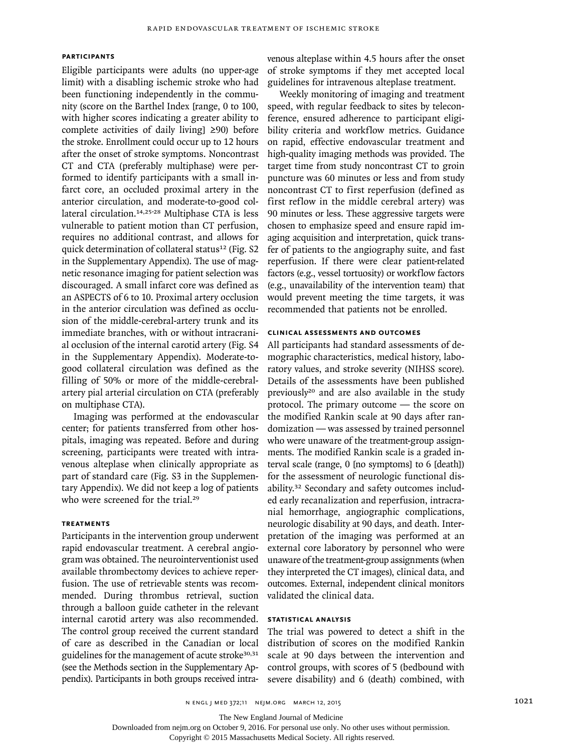### PARTICIPANTS

Eligible participants were adults (no upper-age limit) with a disabling ischemic stroke who had been functioning independently in the community (score on the Barthel Index [range, 0 to 100, with higher scores indicating a greater ability to complete activities of daily living] ≥90) before the stroke. Enrollment could occur up to 12 hours after the onset of stroke symptoms. Noncontrast CT and CTA (preferably multiphase) were performed to identify participants with a small infarct core, an occluded proximal artery in the anterior circulation, and moderate-to-good collateral circulation.[14,25-28] Multiphase CTA is less vulnerable to patient motion than CT perfusion, requires no additional contrast, and allows for quick determination of collateral status[12] (Fig. S2 in the Supplementary Appendix). The use of magnetic resonance imaging for patient selection was discouraged. A small infarct core was defined as an ASPECTS of 6 to 10. Proximal artery occlusion in the anterior circulation was defined as occlusion of the middle-cerebral-artery trunk and its immediate branches, with or without intracranial occlusion of the internal carotid artery (Fig. S4 in the Supplementary Appendix). Moderate-to-good collateral circulation was defined as the filling of 50% or more of the middle-cerebral-artery pial arterial circulation on CTA (preferably on multiphase CTA).

Imaging was performed at the endovascular center; for patients transferred from other hospitals, imaging was repeated. Before and during screening, participants were treated with intravenous alteplase when clinically appropriate as part of standard care (Fig. S3 in the Supplementary Appendix). We did not keep a log of patients who were screened for the trial.[29]

### TREATMENTS

Participants in the intervention group underwent rapid endovascular treatment. A cerebral angiogram was obtained. The neurointerventionist used available thrombectomy devices to achieve reperfusion. The use of retrievable stents was recommended. During thrombus retrieval, suction through a balloon guide catheter in the relevant internal carotid artery was also recommended. The control group received the current standard of care as described in the Canadian or local guidelines for the management of acute stroke[30,31] (see the Methods section in the Supplementary Appendix). Participants in both groups received intravenous alteplase within 4.5 hours after the onset of stroke symptoms if they met accepted local guidelines for intravenous alteplase treatment.

Weekly monitoring of imaging and treatment speed, with regular feedback to sites by teleconference, ensured adherence to participant eligibility criteria and workflow metrics. Guidance on rapid, effective endovascular treatment and high-quality imaging methods was provided. The target time from study noncontrast CT to groin puncture was 60 minutes or less and from study noncontrast CT to first reperfusion (defined as first reflow in the middle cerebral artery) was 90 minutes or less. These aggressive targets were chosen to emphasize speed and ensure rapid imaging acquisition and interpretation, quick transfer of patients to the angiography suite, and fast reperfusion. If there were clear patient-related factors (e.g., vessel tortuosity) or workflow factors (e.g., unavailability of the intervention team) that would prevent meeting the time targets, it was recommended that patients not be enrolled.

### CLINICAL ASSESSMENTS AND OUTCOMES

All participants had standard assessments of demographic characteristics, medical history, laboratory values, and stroke severity (NIHSS score). Details of the assessments have been published previously[20] and are also available in the study protocol. The primary outcome — the score on the modified Rankin scale at 90 days after randomization — was assessed by trained personnel who were unaware of the treatment-group assignments. The modified Rankin scale is a graded interval scale (range, 0 [no symptoms] to 6 [death]) for the assessment of neurologic functional disability.[32] Secondary and safety outcomes included early recanalization and reperfusion, intracranial hemorrhage, angiographic complications, neurologic disability at 90 days, and death. Interpretation of the imaging was performed at an external core laboratory by personnel who were unaware of the treatment-group assignments (when they interpreted the CT images), clinical data, and outcomes. External, independent clinical monitors validated the clinical data.

### STATISTICAL ANALYSIS

The trial was powered to detect a shift in the distribution of scores on the modified Rankin scale at 90 days between the intervention and control groups, with scores of 5 (bedbound with severe disability) and 6 (death) combined, with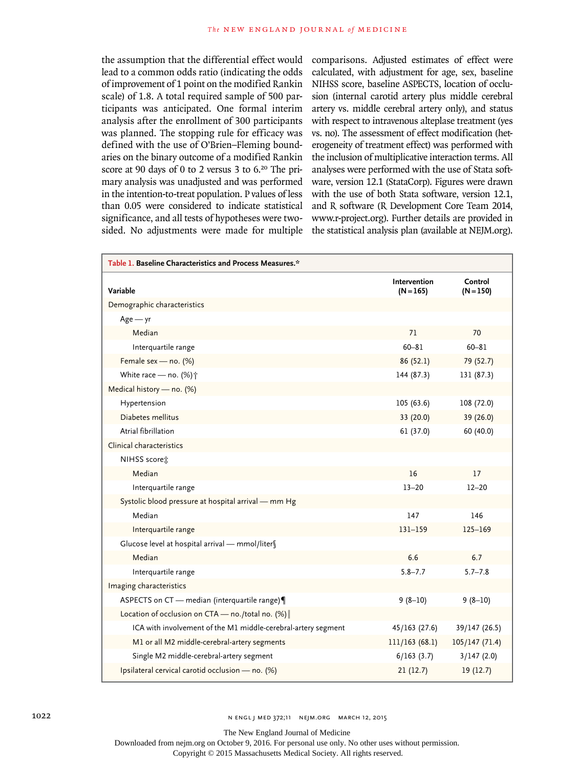the assumption that the differential effect would lead to a common odds ratio (indicating the odds of improvement of 1 point on the modified Rankin scale) of 1.8. A total required sample of 500 participants was anticipated. One formal interim analysis after the enrollment of 300 participants was planned. The stopping rule for efficacy was defined with the use of O'Brien–Fleming boundaries on the binary outcome of a modified Rankin score at 90 days of 0 to 2 versus 3 to 6.[20] The primary analysis was unadjusted and was performed in the intention-to-treat population. P values of less than 0.05 were considered to indicate statistical significance, and all tests of hypotheses were two-sided. No adjustments were made for multiple comparisons. Adjusted estimates of effect were calculated, with adjustment for age, sex, baseline NIHSS score, baseline ASPECTS, location of occlusion (internal carotid artery plus middle cerebral artery vs. middle cerebral artery only), and status with respect to intravenous alteplase treatment (yes vs. no). The assessment of effect modification (heterogeneity of treatment effect) was performed with the inclusion of multiplicative interaction terms. All analyses were performed with the use of Stata software, version 12.1 (StataCorp). Figures were drawn with the use of both Stata software, version 12.1, and R software (R Development Core Team 2014, www.r-project.org). Further details are provided in the statistical analysis plan (available at NEJM.org).

**Table 1. Baseline Characteristics and Process Measures.***

| Variable | Intervention (N=165) | Control (N=150) |
|---|---|---|
| Demographic characteristics | | |
| Age — yr | | |
| Median | 71 | 70 |
| Interquartile range | 60–81 | 60–81 |
| Female sex — no. (%) | 86 (52.1) | 79 (52.7) |
| White race — no. (%)† | 144 (87.3) | 131 (87.3) |
| Medical history — no. (%) | | |
| Hypertension | 105 (63.6) | 108 (72.0) |
| Diabetes mellitus | 33 (20.0) | 39 (26.0) |
| Atrial fibrillation | 61 (37.0) | 60 (40.0) |
| Clinical characteristics | | |
| NIHSS score‡ | | |
| Median | 16 | 17 |
| Interquartile range | 13–20 | 12–20 |
| Systolic blood pressure at hospital arrival — mm Hg | | |
| Median | 147 | 146 |
| Interquartile range | 131–159 | 125–169 |
| Glucose level at hospital arrival — mmol/liter§ | | |
| Median | 6.6 | 6.7 |
| Interquartile range | 5.8–7.7 | 5.7–7.8 |
| Imaging characteristics | | |
| ASPECTS on CT — median (interquartile range)¶ | 9 (8–10) | 9 (8–10) |
| Location of occlusion on CTA — no./total no. (%)‖ | | |
| ICA with involvement of the M1 middle-cerebral-artery segment | 45/163 (27.6) | 39/147 (26.5) |
| M1 or all M2 middle-cerebral-artery segments | 111/163 (68.1) | 105/147 (71.4) |
| Single M2 middle-cerebral-artery segment | 6/163 (3.7) | 3/147 (2.0) |
| Ipsilateral cervical carotid occlusion — no. (%) | 21 (12.7) | 19 (12.7) |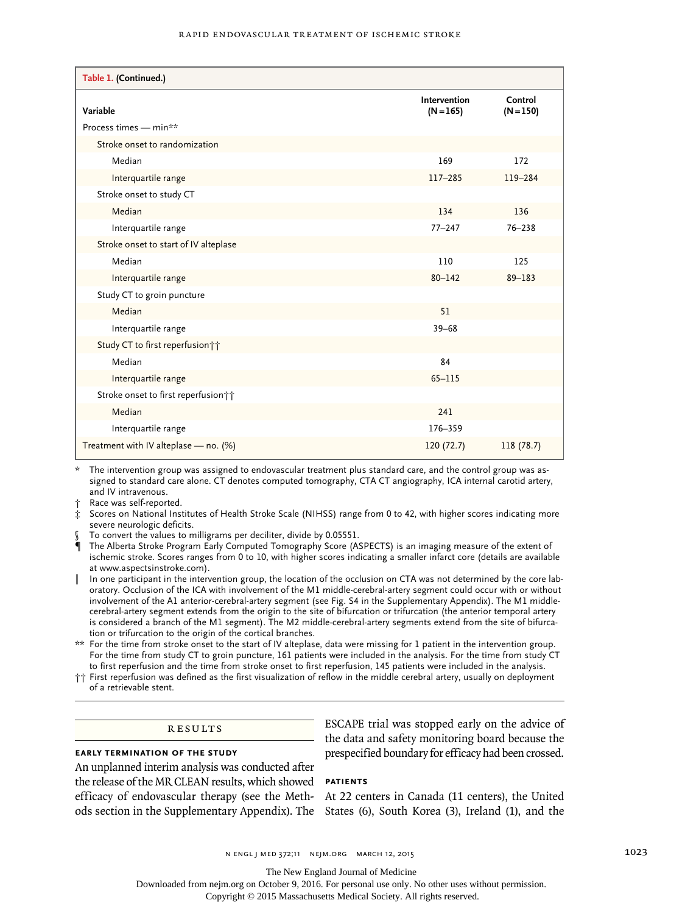**Table 1. (Continued.)**

| Variable | Intervention (N=165) | Control (N=150) |
|---|---|---|
| Process times — min** | | |
| Stroke onset to randomization | | |
| Median | 169 | 172 |
| Interquartile range | 117–285 | 119–284 |
| Stroke onset to study CT | | |
| Median | 134 | 136 |
| Interquartile range | 77–247 | 76–238 |
| Stroke onset to start of IV alteplase | | |
| Median | 110 | 125 |
| Interquartile range | 80–142 | 89–183 |
| Study CT to groin puncture | | |
| Median | 51 | |
| Interquartile range | 39–68 | |
| Study CT to first reperfusion†† | | |
| Median | 84 | |
| Interquartile range | 65–115 | |
| Stroke onset to first reperfusion†† | | |
| Median | 241 | |
| Interquartile range | 176–359 | |
| Treatment with IV alteplase — no. (%) | 120 (72.7) | 118 (78.7) |

\* The intervention group was assigned to endovascular treatment plus standard care, and the control group was assigned to standard care alone. CT denotes computed tomography, CTA CT angiography, ICA internal carotid artery, and IV intravenous.

† Race was self-reported.

‡ Scores on National Institutes of Health Stroke Scale (NIHSS) range from 0 to 42, with higher scores indicating more severe neurologic deficits.

§ To convert the values to milligrams per deciliter, divide by 0.05551.

¶ The Alberta Stroke Program Early Computed Tomography Score (ASPECTS) is an imaging measure of the extent of ischemic stroke. Scores ranges from 0 to 10, with higher scores indicating a smaller infarct core (details are available at www.aspectsinstroke.com).

‖ In one participant in the intervention group, the location of the occlusion on CTA was not determined by the core laboratory. Occlusion of the ICA with involvement of the M1 middle-cerebral-artery segment could occur with or without involvement of the A1 anterior-cerebral-artery segment (see Fig. S4 in the Supplementary Appendix). The M1 middle-cerebral-artery segment extends from the origin to the site of bifurcation or trifurcation (the anterior temporal artery is considered a branch of the M1 segment). The M2 middle-cerebral-artery segments extend from the site of bifurcation or trifurcation to the origin of the cortical branches.

\** For the time from stroke onset to the start of IV alteplase, data were missing for 1 patient in the intervention group. For the time from study CT to groin puncture, 161 patients were included in the analysis. For the time from study CT to first reperfusion and the time from stroke onset to first reperfusion, 145 patients were included in the analysis.

†† First reperfusion was defined as the first visualization of reflow in the middle cerebral artery, usually on deployment of a retrievable stent.

## RESULTS

### EARLY TERMINATION OF THE STUDY

An unplanned interim analysis was conducted after the release of the MR CLEAN results, which showed efficacy of endovascular therapy (see the Methods section in the Supplementary Appendix). The ESCAPE trial was stopped early on the advice of the data and safety monitoring board because the prespecified boundary for efficacy had been crossed.

### PATIENTS

At 22 centers in Canada (11 centers), the United States (6), South Korea (3), Ireland (1), and the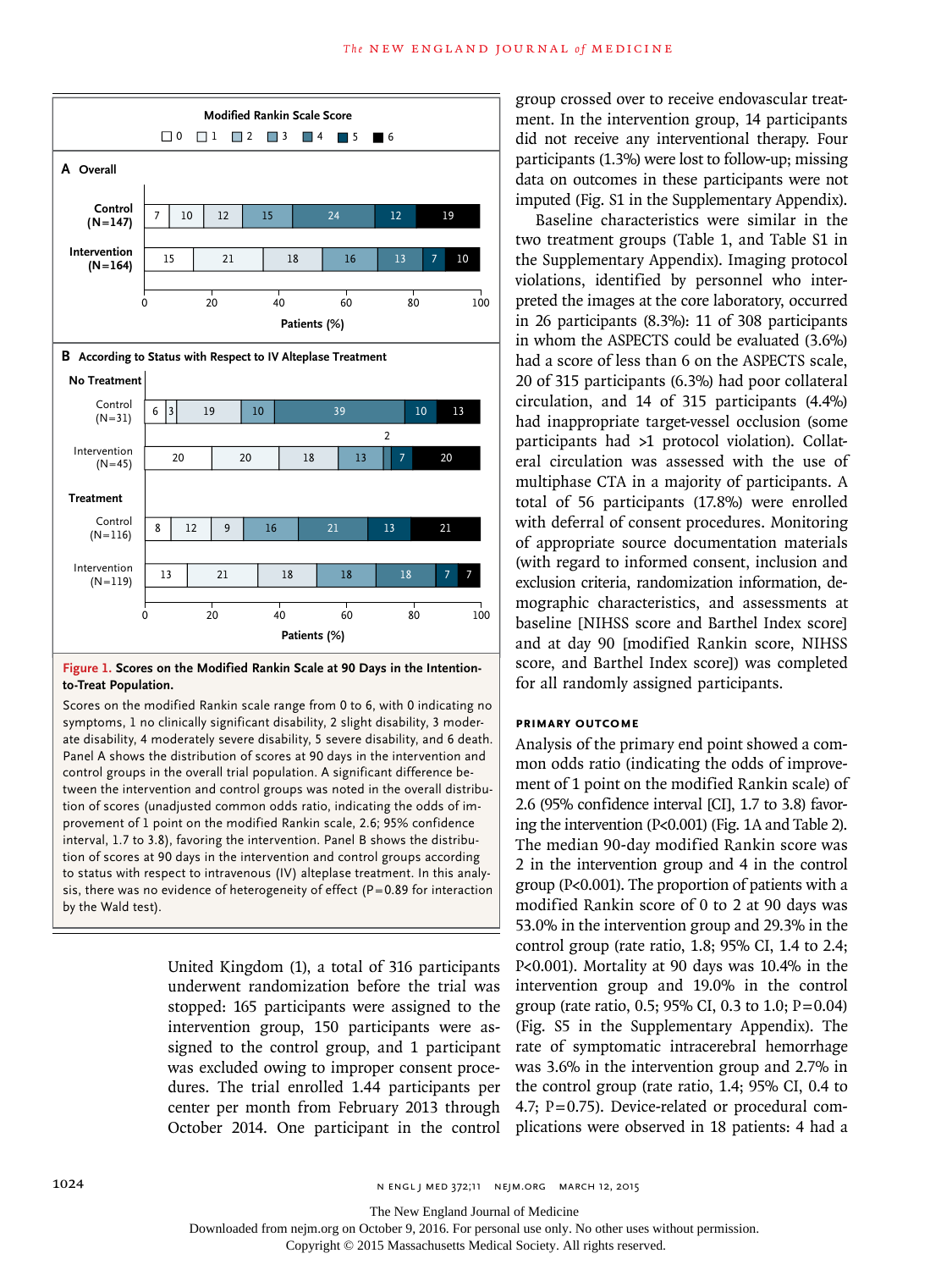**Figure 1. Scores on the Modified Rankin Scale at 90 Days in the Intention-to-Treat Population.**

Scores on the modified Rankin scale range from 0 to 6, with 0 indicating no symptoms, 1 no clinically significant disability, 2 slight disability, 3 moderate disability, 4 moderately severe disability, 5 severe disability, and 6 death. Panel A shows the distribution of scores at 90 days in the intervention and control groups in the overall trial population. A significant difference between the intervention and control groups was noted in the overall distribution of scores (unadjusted common odds ratio, indicating the odds of improvement of 1 point on the modified Rankin scale, 2.6; 95% confidence interval, 1.7 to 3.8), favoring the intervention. Panel B shows the distribution of scores at 90 days in the intervention and control groups according to status with respect to intravenous (IV) alteplase treatment. In this analysis, there was no evidence of heterogeneity of effect (P=0.89 for interaction by the Wald test).

United Kingdom (1), a total of 316 participants underwent randomization before the trial was stopped: 165 participants were assigned to the intervention group, 150 participants were assigned to the control group, and 1 participant was excluded owing to improper consent procedures. The trial enrolled 1.44 participants per center per month from February 2013 through October 2014. One participant in the control group crossed over to receive endovascular treatment. In the intervention group, 14 participants did not receive any interventional therapy. Four participants (1.3%) were lost to follow-up; missing data on outcomes in these participants were not imputed (Fig. S1 in the Supplementary Appendix).

Baseline characteristics were similar in the two treatment groups (Table 1, and Table S1 in the Supplementary Appendix). Imaging protocol violations, identified by personnel who interpreted the images at the core laboratory, occurred in 26 participants (8.3%): 11 of 308 participants in whom the ASPECTS could be evaluated (3.6%) had a score of less than 6 on the ASPECTS scale, 20 of 315 participants (6.3%) had poor collateral circulation, and 14 of 315 participants (4.4%) had inappropriate target-vessel occlusion (some participants had >1 protocol violation). Collateral circulation was assessed with the use of multiphase CTA in a majority of participants. A total of 56 participants (17.8%) were enrolled with deferral of consent procedures. Monitoring of appropriate source documentation materials (with regard to informed consent, inclusion and exclusion criteria, randomization information, demographic characteristics, and assessments at baseline [NIHSS score and Barthel Index score] and at day 90 [modified Rankin score, NIHSS score, and Barthel Index score]) was completed for all randomly assigned participants.

## PRIMARY OUTCOME

Analysis of the primary end point showed a common odds ratio (indicating the odds of improvement of 1 point on the modified Rankin scale) of 2.6 (95% confidence interval [CI], 1.7 to 3.8) favoring the intervention (P<0.001) (Fig. 1A and Table 2). The median 90-day modified Rankin score was 2 in the intervention group and 4 in the control group (P<0.001). The proportion of patients with a modified Rankin score of 0 to 2 at 90 days was 53.0% in the intervention group and 29.3% in the control group (rate ratio, 1.8; 95% CI, 1.4 to 2.4; P<0.001). Mortality at 90 days was 10.4% in the intervention group and 19.0% in the control group (rate ratio, 0.5; 95% CI, 0.3 to 1.0; P=0.04) (Fig. S5 in the Supplementary Appendix). The rate of symptomatic intracerebral hemorrhage was 3.6% in the intervention group and 2.7% in the control group (rate ratio, 1.4; 95% CI, 0.4 to 4.7; P=0.75). Device-related or procedural complications were observed in 18 patients: 4 had a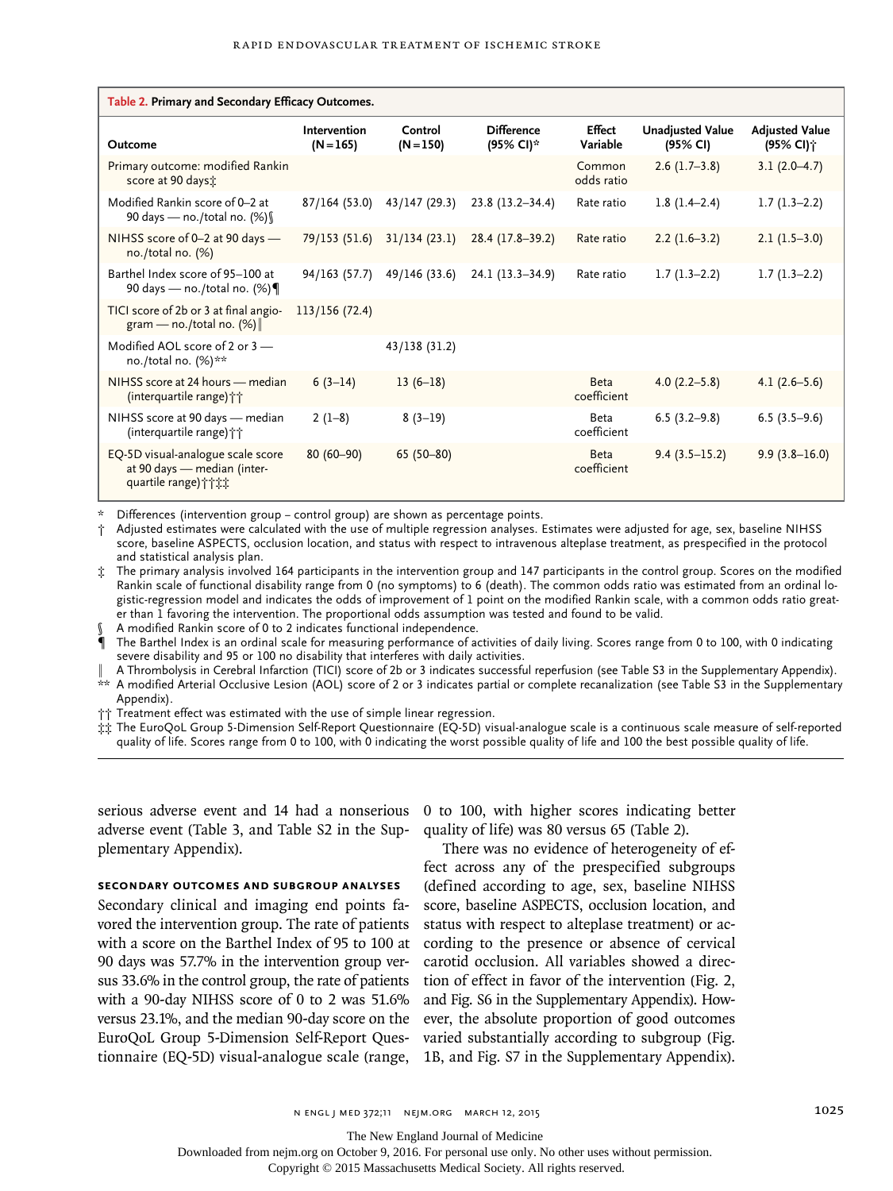**Table 2. Primary and Secondary Efficacy Outcomes.**

| Outcome | Intervention (N=165) | Control (N=150) | Difference (95% CI)* | Effect Variable | Unadjusted Value (95% CI) | Adjusted Value (95% CI)† |
|---|---|---|---|---|---|---|
| Primary outcome: modified Rankin score at 90 days‡ | | | | Common odds ratio | 2.6 (1.7–3.8) | 3.1 (2.0–4.7) |
| Modified Rankin score of 0–2 at 90 days — no./total no. (%)§ | 87/164 (53.0) | 43/147 (29.3) | 23.8 (13.2–34.4) | Rate ratio | 1.8 (1.4–2.4) | 1.7 (1.3–2.2) |
| NIHSS score of 0–2 at 90 days — no./total no. (%) | 79/153 (51.6) | 31/134 (23.1) | 28.4 (17.8–39.2) | Rate ratio | 2.2 (1.6–3.2) | 2.1 (1.5–3.0) |
| Barthel Index score of 95–100 at 90 days — no./total no. (%)¶ | 94/163 (57.7) | 49/146 (33.6) | 24.1 (13.3–34.9) | Rate ratio | 1.7 (1.3–2.2) | 1.7 (1.3–2.2) |
| TICI score of 2b or 3 at final angiogram — no./total no. (%)‖ | 113/156 (72.4) | | | | | |
| Modified AOL score of 2 or 3 — no./total no. (%)** | | 43/138 (31.2) | | | | |
| NIHSS score at 24 hours — median (interquartile range)†† | 6 (3–14) | 13 (6–18) | | Beta coefficient | 4.0 (2.2–5.8) | 4.1 (2.6–5.6) |
| NIHSS score at 90 days — median (interquartile range)†† | 2 (1–8) | 8 (3–19) | | Beta coefficient | 6.5 (3.2–9.8) | 6.5 (3.5–9.6) |
| EQ-5D visual-analogue scale score at 90 days — median (interquartile range)††‡‡ | 80 (60–90) | 65 (50–80) | | Beta coefficient | 9.4 (3.5–15.2) | 9.9 (3.8–16.0) |

\* Differences (intervention group – control group) are shown as percentage points.

† Adjusted estimates were calculated with the use of multiple regression analyses. Estimates were adjusted for age, sex, baseline NIHSS score, baseline ASPECTS, occlusion location, and status with respect to intravenous alteplase treatment, as prespecified in the protocol and statistical analysis plan.

‡ The primary analysis involved 164 participants in the intervention group and 147 participants in the control group. Scores on the modified Rankin scale of functional disability range from 0 (no symptoms) to 6 (death). The common odds ratio was estimated from an ordinal logistic-regression model and indicates the odds of improvement of 1 point on the modified Rankin scale, with a common odds ratio greater than 1 favoring the intervention. The proportional odds assumption was tested and found to be valid.

§ A modified Rankin score of 0 to 2 indicates functional independence.

¶ The Barthel Index is an ordinal scale for measuring performance of activities of daily living. Scores range from 0 to 100, with 0 indicating severe disability and 95 or 100 no disability that interferes with daily activities.

‖ A Thrombolysis in Cerebral Infarction (TICI) score of 2b or 3 indicates successful reperfusion (see Table S3 in the Supplementary Appendix).

** A modified Arterial Occlusive Lesion (AOL) score of 2 or 3 indicates partial or complete recanalization (see Table S3 in the Supplementary Appendix).

†† Treatment effect was estimated with the use of simple linear regression.

‡‡ The EuroQoL Group 5-Dimension Self-Report Questionnaire (EQ-5D) visual-analogue scale is a continuous scale measure of self-reported quality of life. Scores range from 0 to 100, with 0 indicating the worst possible quality of life and 100 the best possible quality of life.

serious adverse event and 14 had a nonserious adverse event (Table 3, and Table S2 in the Supplementary Appendix).

### Secondary Outcomes and Subgroup Analyses

Secondary clinical and imaging end points favored the intervention group. The rate of patients with a score on the Barthel Index of 95 to 100 at 90 days was 57.7% in the intervention group versus 33.6% in the control group, the rate of patients with a 90-day NIHSS score of 0 to 2 was 51.6% versus 23.1%, and the median 90-day score on the EuroQoL Group 5-Dimension Self-Report Questionnaire (EQ-5D) visual-analogue scale (range, 0 to 100, with higher scores indicating better quality of life) was 80 versus 65 (Table 2).

There was no evidence of heterogeneity of effect across any of the prespecified subgroups (defined according to age, sex, baseline NIHSS score, baseline ASPECTS, occlusion location, and status with respect to alteplase treatment) or according to the presence or absence of cervical carotid occlusion. All variables showed a direction of effect in favor of the intervention (Fig. 2, and Fig. S6 in the Supplementary Appendix). However, the absolute proportion of good outcomes varied substantially according to subgroup (Fig. 1B, and Fig. S7 in the Supplementary Appendix).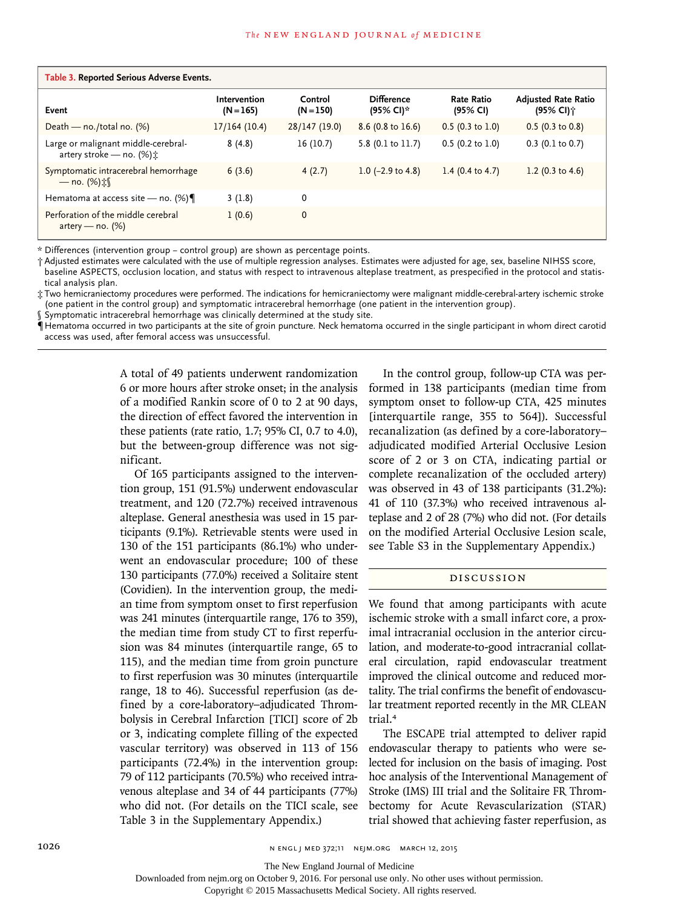**Table 3. Reported Serious Adverse Events.**

| Event | Intervention (N=165) | Control (N=150) | Difference (95% CI)* | Rate Ratio (95% CI) | Adjusted Rate Ratio (95% CI)† |
|---|---|---|---|---|---|
| Death — no./total no. (%) | 17/164 (10.4) | 28/147 (19.0) | 8.6 (0.8 to 16.6) | 0.5 (0.3 to 1.0) | 0.5 (0.3 to 0.8) |
| Large or malignant middle-cerebral-artery stroke — no. (%)‡ | 8 (4.8) | 16 (10.7) | 5.8 (0.1 to 11.7) | 0.5 (0.2 to 1.0) | 0.3 (0.1 to 0.7) |
| Symptomatic intracerebral hemorrhage — no. (%)‡§ | 6 (3.6) | 4 (2.7) | 1.0 (−2.9 to 4.8) | 1.4 (0.4 to 4.7) | 1.2 (0.3 to 4.6) |
| Hematoma at access site — no. (%)¶ | 3 (1.8) | 0 | | | |
| Perforation of the middle cerebral artery — no. (%) | 1 (0.6) | 0 | | | |

\* Differences (intervention group − control group) are shown as percentage points.

† Adjusted estimates were calculated with the use of multiple regression analyses. Estimates were adjusted for age, sex, baseline NIHSS score, baseline ASPECTS, occlusion location, and status with respect to intravenous alteplase treatment, as prespecified in the protocol and statistical analysis plan.

‡ Two hemicraniectomy procedures were performed. The indications for hemicraniectomy were malignant middle-cerebral-artery ischemic stroke (one patient in the control group) and symptomatic intracerebral hemorrhage (one patient in the intervention group).

§ Symptomatic intracerebral hemorrhage was clinically determined at the study site.

¶ Hematoma occurred in two participants at the site of groin puncture. Neck hematoma occurred in the single participant in whom direct carotid access was used, after femoral access was unsuccessful.

A total of 49 patients underwent randomization 6 or more hours after stroke onset; in the analysis of a modified Rankin score of 0 to 2 at 90 days, the direction of effect favored the intervention in these patients (rate ratio, 1.7; 95% CI, 0.7 to 4.0), but the between-group difference was not significant.

Of 165 participants assigned to the intervention group, 151 (91.5%) underwent endovascular treatment, and 120 (72.7%) received intravenous alteplase. General anesthesia was used in 15 participants (9.1%). Retrievable stents were used in 130 of the 151 participants (86.1%) who underwent an endovascular procedure; 100 of these 130 participants (77.0%) received a Solitaire stent (Covidien). In the intervention group, the median time from symptom onset to first reperfusion was 241 minutes (interquartile range, 176 to 359), the median time from study CT to first reperfusion was 84 minutes (interquartile range, 65 to 115), and the median time from groin puncture to first reperfusion was 30 minutes (interquartile range, 18 to 46). Successful reperfusion (as defined by a core-laboratory–adjudicated Thrombolysis in Cerebral Infarction [TICI] score of 2b or 3, indicating complete filling of the expected vascular territory) was observed in 113 of 156 participants (72.4%) in the intervention group: 79 of 112 participants (70.5%) who received intravenous alteplase and 34 of 44 participants (77%) who did not. (For details on the TICI scale, see Table 3 in the Supplementary Appendix.)

In the control group, follow-up CTA was performed in 138 participants (median time from symptom onset to follow-up CTA, 425 minutes [interquartile range, 355 to 564]). Successful recanalization (as defined by a core-laboratory–adjudicated modified Arterial Occlusive Lesion score of 2 or 3 on CTA, indicating partial or complete recanalization of the occluded artery) was observed in 43 of 138 participants (31.2%): 41 of 110 (37.3%) who received intravenous alteplase and 2 of 28 (7%) who did not. (For details on the modified Arterial Occlusive Lesion scale, see Table S3 in the Supplementary Appendix.)

## Discussion

We found that among participants with acute ischemic stroke with a small infarct core, a proximal intracranial occlusion in the anterior circulation, and moderate-to-good intracranial collateral circulation, rapid endovascular treatment improved the clinical outcome and reduced mortality. The trial confirms the benefit of endovascular treatment reported recently in the MR CLEAN trial.[4]

The ESCAPE trial attempted to deliver rapid endovascular therapy to patients who were selected for inclusion on the basis of imaging. Post hoc analysis of the Interventional Management of Stroke (IMS) III trial and the Solitaire FR Thrombectomy for Acute Revascularization (STAR) trial showed that achieving faster reperfusion, as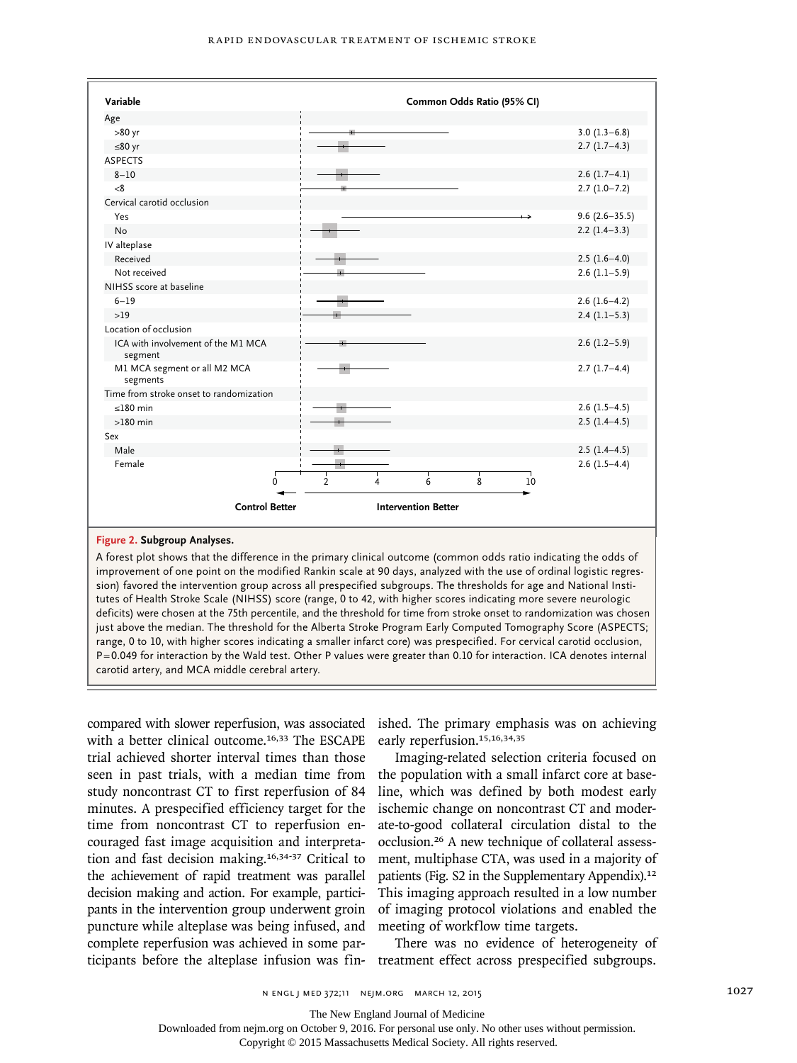| Variable | Common Odds Ratio (95% CI) |
|---|---|
| Age | |
| >80 yr | 3.0 (1.3–6.8) |
| ≤80 yr | 2.7 (1.7–4.3) |
| ASPECTS | |
| 8–10 | 2.6 (1.7–4.1) |
| <8 | 2.7 (1.0–7.2) |
| Cervical carotid occlusion | |
| Yes | 9.6 (2.6–35.5) |
| No | 2.2 (1.4–3.3) |
| IV alteplase | |
| Received | 2.5 (1.6–4.0) |
| Not received | 2.6 (1.1–5.9) |
| NIHSS score at baseline | |
| 6–19 | 2.6 (1.6–4.2) |
| >19 | 2.4 (1.1–5.3) |
| Location of occlusion | |
| ICA with involvement of the M1 MCA segment | 2.6 (1.2–5.9) |
| M1 MCA segment or all M2 MCA segments | 2.7 (1.7–4.4) |
| Time from stroke onset to randomization | |
| ≤180 min | 2.6 (1.5–4.5) |
| >180 min | 2.5 (1.4–4.5) |
| Sex | |
| Male | 2.5 (1.4–4.5) |
| Female | 2.6 (1.5–4.4) |

Control Better ← → Intervention Better

**Figure 2. Subgroup Analyses.**

A forest plot shows that the difference in the primary clinical outcome (common odds ratio indicating the odds of improvement of one point on the modified Rankin scale at 90 days, analyzed with the use of ordinal logistic regression) favored the intervention group across all prespecified subgroups. The thresholds for age and National Institutes of Health Stroke Scale (NIHSS) score (range, 0 to 42, with higher scores indicating more severe neurologic deficits) were chosen at the 75th percentile, and the threshold for time from stroke onset to randomization was chosen just above the median. The threshold for the Alberta Stroke Program Early Computed Tomography Score (ASPECTS; range, 0 to 10, with higher scores indicating a smaller infarct core) was prespecified. For cervical carotid occlusion, P=0.049 for interaction by the Wald test. Other P values were greater than 0.10 for interaction. ICA denotes internal carotid artery, and MCA middle cerebral artery.

compared with slower reperfusion, was associated with a better clinical outcome.[16,33] The ESCAPE trial achieved shorter interval times than those seen in past trials, with a median time from study noncontrast CT to first reperfusion of 84 minutes. A prespecified efficiency target for the time from noncontrast CT to reperfusion encouraged fast image acquisition and interpretation and fast decision making.[16,34-37] Critical to the achievement of rapid treatment was parallel decision making and action. For example, participants in the intervention group underwent groin puncture while alteplase was being infused, and complete reperfusion was achieved in some participants before the alteplase infusion was finished. The primary emphasis was on achieving early reperfusion.[15,16,34,35]

Imaging-related selection criteria focused on the population with a small infarct core at baseline, which was defined by both modest early ischemic change on noncontrast CT and moderate-to-good collateral circulation distal to the occlusion.[26] A new technique of collateral assessment, multiphase CTA, was used in a majority of patients (Fig. S2 in the Supplementary Appendix).[12] This imaging approach resulted in a low number of imaging protocol violations and enabled the meeting of workflow time targets.

There was no evidence of heterogeneity of treatment effect across prespecified subgroups.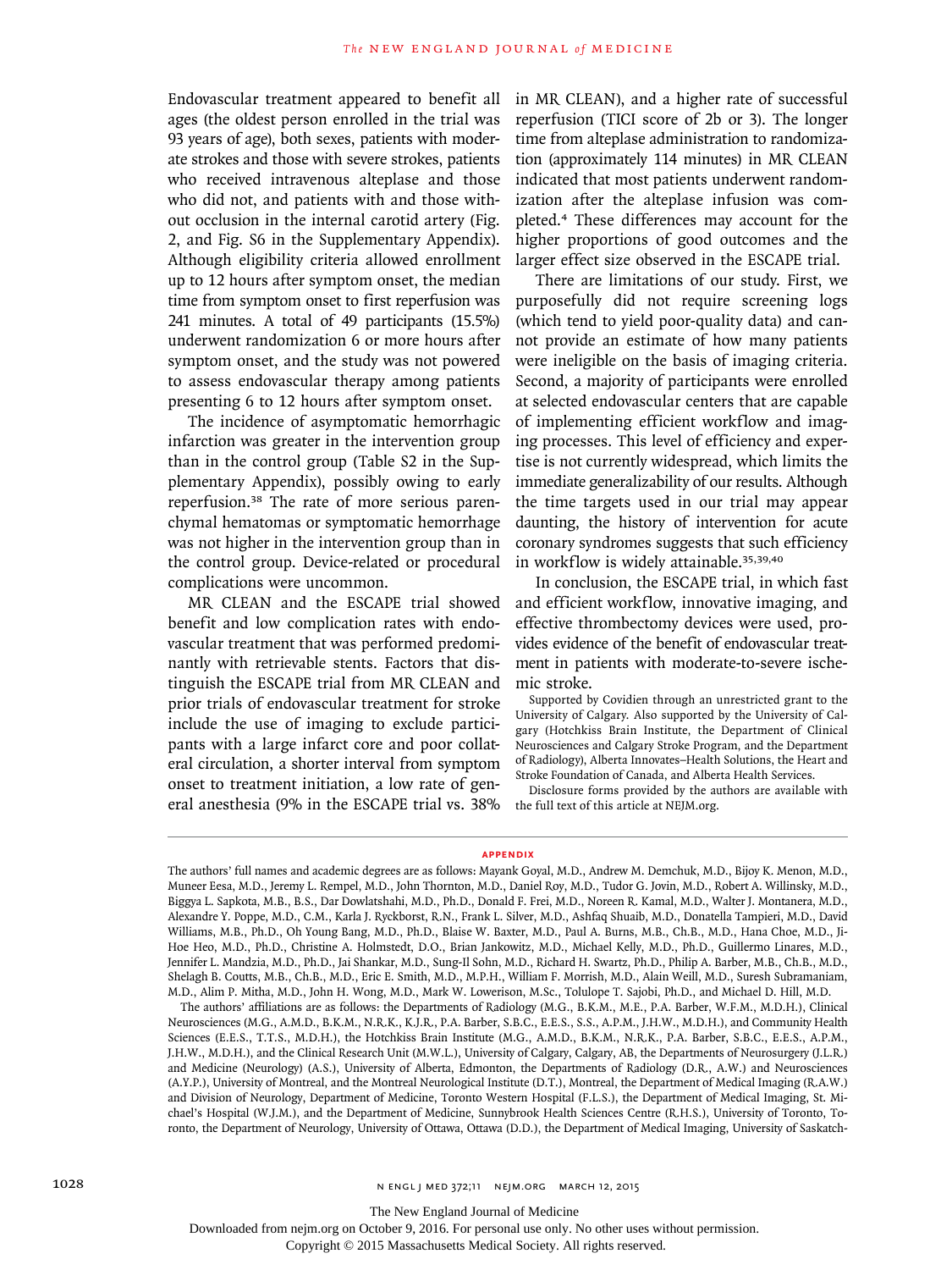Endovascular treatment appeared to benefit all ages (the oldest person enrolled in the trial was 93 years of age), both sexes, patients with moderate strokes and those with severe strokes, patients who received intravenous alteplase and those who did not, and patients with and those without occlusion in the internal carotid artery (Fig. 2, and Fig. S6 in the Supplementary Appendix). Although eligibility criteria allowed enrollment up to 12 hours after symptom onset, the median time from symptom onset to first reperfusion was 241 minutes. A total of 49 participants (15.5%) underwent randomization 6 or more hours after symptom onset, and the study was not powered to assess endovascular therapy among patients presenting 6 to 12 hours after symptom onset.

The incidence of asymptomatic hemorrhagic infarction was greater in the intervention group than in the control group (Table S2 in the Supplementary Appendix), possibly owing to early reperfusion.[38] The rate of more serious parenchymal hematomas or symptomatic hemorrhage was not higher in the intervention group than in the control group. Device-related or procedural complications were uncommon.

MR CLEAN and the ESCAPE trial showed benefit and low complication rates with endovascular treatment that was performed predominantly with retrievable stents. Factors that distinguish the ESCAPE trial from MR CLEAN and prior trials of endovascular treatment for stroke include the use of imaging to exclude participants with a large infarct core and poor collateral circulation, a shorter interval from symptom onset to treatment initiation, a low rate of general anesthesia (9% in the ESCAPE trial vs. 38% in MR CLEAN), and a higher rate of successful reperfusion (TICI score of 2b or 3). The longer time from alteplase administration to randomization (approximately 114 minutes) in MR CLEAN indicated that most patients underwent randomization after the alteplase infusion was completed.[4] These differences may account for the higher proportions of good outcomes and the larger effect size observed in the ESCAPE trial.

There are limitations of our study. First, we purposefully did not require screening logs (which tend to yield poor-quality data) and cannot provide an estimate of how many patients were ineligible on the basis of imaging criteria. Second, a majority of participants were enrolled at selected endovascular centers that are capable of implementing efficient workflow and imaging processes. This level of efficiency and expertise is not currently widespread, which limits the immediate generalizability of our results. Although the time targets used in our trial may appear daunting, the history of intervention for acute coronary syndromes suggests that such efficiency in workflow is widely attainable.[35,39,40]

In conclusion, the ESCAPE trial, in which fast and efficient workflow, innovative imaging, and effective thrombectomy devices were used, provides evidence of the benefit of endovascular treatment in patients with moderate-to-severe ischemic stroke.

Supported by Covidien through an unrestricted grant to the University of Calgary. Also supported by the University of Calgary (Hotchkiss Brain Institute, the Department of Clinical Neurosciences and Calgary Stroke Program, and the Department of Radiology), Alberta Innovates–Health Solutions, the Heart and Stroke Foundation of Canada, and Alberta Health Services.

Disclosure forms provided by the authors are available with the full text of this article at NEJM.org.

## APPENDIX

The authors' full names and academic degrees are as follows: Mayank Goyal, M.D., Andrew M. Demchuk, M.D., Bijoy K. Menon, M.D., Muneer Eesa, M.D., Jeremy L. Rempel, M.D., John Thornton, M.D., Daniel Roy, M.D., Tudor G. Jovin, M.D., Robert A. Willinsky, M.D., Biggya L. Sapkota, M.B., B.S., Dar Dowlatshahi, M.D., Ph.D., Donald F. Frei, M.D., Noreen R. Kamal, M.D., Walter J. Montanera, M.D., Alexandre Y. Poppe, M.D., C.M., Karla J. Ryckborst, R.N., Frank L. Silver, M.D., Ashfaq Shuaib, M.D., Donatella Tampieri, M.D., David Williams, M.B., Ph.D., Oh Young Bang, M.D., Ph.D., Blaise W. Baxter, M.D., Paul A. Burns, M.B., Ch.B., M.D., Hana Choe, M.D., Ji-Hoe Heo, M.D., Ph.D., Christine A. Holmstedt, D.O., Brian Jankowitz, M.D., Michael Kelly, M.D., Ph.D., Guillermo Linares, M.D., Jennifer L. Mandzia, M.D., Ph.D., Jai Shankar, M.D., Sung-Il Sohn, M.D., Richard H. Swartz, Ph.D., Philip A. Barber, M.B., Ch.B., M.D., Shelagh B. Coutts, M.B., Ch.B., M.D., Eric E. Smith, M.D., M.P.H., William F. Morrish, M.D., Alain Weill, M.D., Suresh Subramaniam, M.D., Alim P. Mitha, M.D., John H. Wong, M.D., Mark W. Lowerison, M.Sc., Tolulope T. Sajobi, Ph.D., and Michael D. Hill, M.D.

The authors' affiliations are as follows: the Departments of Radiology (M.G., B.K.M., M.E., P.A. Barber, W.F.M., M.D.H.), Clinical Neurosciences (M.G., A.M.D., B.K.M., N.R.K., K.J.R., P.A. Barber, S.B.C., E.E.S., S.S., A.P.M., J.H.W., M.D.H.), and Community Health Sciences (E.E.S., T.T.S., M.D.H.), the Hotchkiss Brain Institute (M.G., A.M.D., B.K.M., N.R.K., P.A. Barber, S.B.C., E.E.S., A.P.M., J.H.W., M.D.H.), and the Clinical Research Unit (M.W.L.), University of Calgary, Calgary, AB, the Departments of Neurosurgery (J.L.R.) and Medicine (Neurology) (A.S.), University of Alberta, Edmonton, the Departments of Radiology (D.R., A.W.) and Neurosciences (A.Y.P.), University of Montreal, and the Montreal Neurological Institute (D.T.), Montreal, the Department of Medical Imaging (R.A.W.) and Division of Neurology, Department of Medicine, Toronto Western Hospital (F.L.S.), the Department of Medical Imaging, St. Michael's Hospital (W.J.M.), and the Department of Medicine, Sunnybrook Health Sciences Centre (R.H.S.), University of Toronto, Toronto, the Department of Neurology, University of Ottawa, Ottawa (D.D.), the Department of Medical Imaging, University of Saskatch-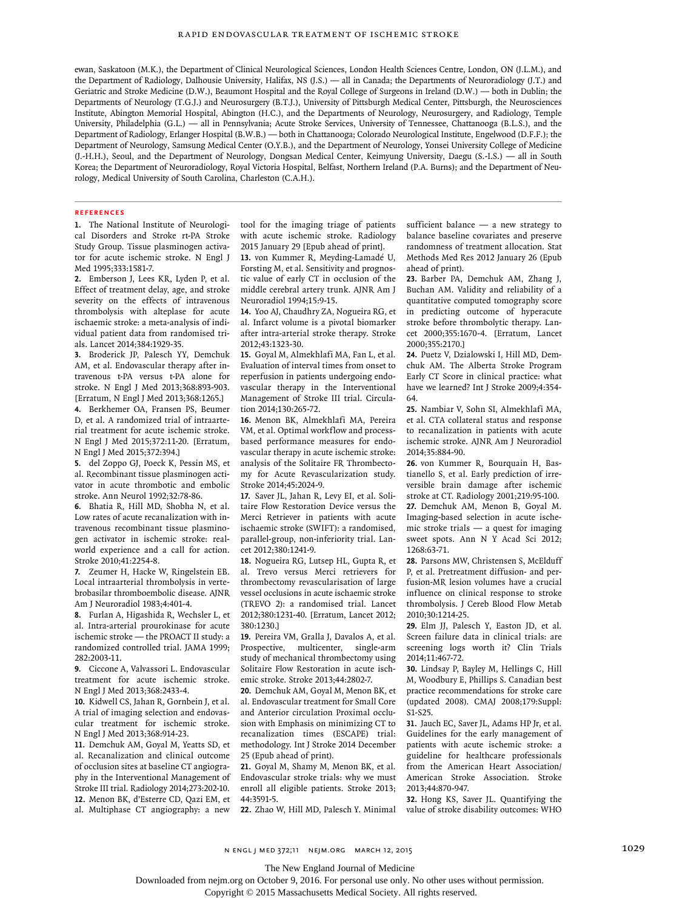ewan, Saskatoon (M.K.), the Department of Clinical Neurological Sciences, London Health Sciences Centre, London, ON (J.L.M.), and the Department of Radiology, Dalhousie University, Halifax, NS (J.S.) — all in Canada; the Departments of Neuroradiology (J.T.) and Geriatric and Stroke Medicine (D.W.), Beaumont Hospital and the Royal College of Surgeons in Ireland (D.W.) — both in Dublin; the Departments of Neurology (T.G.J.) and Neurosurgery (B.T.J.), University of Pittsburgh Medical Center, Pittsburgh, the Neurosciences Institute, Abington Memorial Hospital, Abington (H.C.), and the Departments of Neurology, Neurosurgery, and Radiology, Temple University, Philadelphia (G.L.) — all in Pennsylvania; Acute Stroke Services, University of Tennessee, Chattanooga (B.L.S.), and the Department of Radiology, Erlanger Hospital (B.W.B.) — both in Chattanooga; Colorado Neurological Institute, Engelwood (D.F.F.); the Department of Neurology, Samsung Medical Center (O.Y.B.), and the Department of Neurology, Yonsei University College of Medicine (J.-H.H.), Seoul, and the Department of Neurology, Dongsan Medical Center, Keimyung University, Daegu (S.-I.S.) — all in South Korea; the Department of Neuroradiology, Royal Victoria Hospital, Belfast, Northern Ireland (P.A. Burns); and the Department of Neurology, Medical University of South Carolina, Charleston (C.A.H.).

## REFERENCES

1. The National Institute of Neurological Disorders and Stroke rt-PA Stroke Study Group. Tissue plasminogen activator for acute ischemic stroke. N Engl J Med 1995;333:1581-7.
2. Emberson J, Lees KR, Lyden P, et al. Effect of treatment delay, age, and stroke severity on the effects of intravenous thrombolysis with alteplase for acute ischaemic stroke: a meta-analysis of individual patient data from randomised trials. Lancet 2014;384:1929-35.
3. Broderick JP, Palesch YY, Demchuk AM, et al. Endovascular therapy after intravenous t-PA versus t-PA alone for stroke. N Engl J Med 2013;368:893-903. [Erratum, N Engl J Med 2013;368:1265.]
4. Berkhemer OA, Fransen PS, Beumer D, et al. A randomized trial of intraarterial treatment for acute ischemic stroke. N Engl J Med 2015;372:11-20. [Erratum, N Engl J Med 2015;372:394.]
5. del Zoppo GJ, Poeck K, Pessin MS, et al. Recombinant tissue plasminogen activator in acute thrombotic and embolic stroke. Ann Neurol 1992;32:78-86.
6. Bhatia R, Hill MD, Shobha N, et al. Low rates of acute recanalization with intravenous recombinant tissue plasminogen activator in ischemic stroke: real-world experience and a call for action. Stroke 2010;41:2254-8.
7. Zeumer H, Hacke W, Ringelstein EB. Local intraarterial thrombolysis in vertebrobasilar thromboembolic disease. AJNR Am J Neuroradiol 1983;4:401-4.
8. Furlan A, Higashida R, Wechsler L, et al. Intra-arterial prourokinase for acute ischemic stroke — the PROACT II study: a randomized controlled trial. JAMA 1999;282:2003-11.
9. Ciccone A, Valvassori L. Endovascular treatment for acute ischemic stroke. N Engl J Med 2013;368:2433-4.
10. Kidwell CS, Jahan R, Gornbein J, et al. A trial of imaging selection and endovascular treatment for ischemic stroke. N Engl J Med 2013;368:914-23.
11. Demchuk AM, Goyal M, Yeatts SD, et al. Recanalization and clinical outcome of occlusion sites at baseline CT angiography in the Interventional Management of Stroke III trial. Radiology 2014;273:202-10.
12. Menon BK, d'Esterre CD, Qazi EM, et al. Multiphase CT angiography: a new tool for the imaging triage of patients with acute ischemic stroke. Radiology 2015 January 29 [Epub ahead of print].
13. von Kummer R, Meyding-Lamadé U, Forsting M, et al. Sensitivity and prognostic value of early CT in occlusion of the middle cerebral artery trunk. AJNR Am J Neuroradiol 1994;15:9-15.
14. Yoo AJ, Chaudhry ZA, Nogueira RG, et al. Infarct volume is a pivotal biomarker after intra-arterial stroke therapy. Stroke 2012;43:1323-30.
15. Goyal M, Almekhlafi MA, Fan L, et al. Evaluation of interval times from onset to reperfusion in patients undergoing endovascular therapy in the Interventional Management of Stroke III trial. Circulation 2014;130:265-72.
16. Menon BK, Almekhlafi MA, Pereira VM, et al. Optimal workflow and process-based performance measures for endovascular therapy in acute ischemic stroke: analysis of the Solitaire FR Thrombectomy for Acute Revascularization study. Stroke 2014;45:2024-9.
17. Saver JL, Jahan R, Levy EI, et al. Solitaire Flow Restoration Device versus the Merci Retriever in patients with acute ischaemic stroke (SWIFT): a randomised, parallel-group, non-inferiority trial. Lancet 2012;380:1241-9.
18. Nogueira RG, Lutsep HL, Gupta R, et al. Trevo versus Merci retrievers for thrombectomy revascularisation of large vessel occlusions in acute ischaemic stroke (TREVO 2): a randomised trial. Lancet 2012;380:1231-40. [Erratum, Lancet 2012;380:1230.]
19. Pereira VM, Gralla J, Davalos A, et al. Prospective, multicenter, single-arm study of mechanical thrombectomy using Solitaire Flow Restoration in acute ischemic stroke. Stroke 2013;44:2802-7.
20. Demchuk AM, Goyal M, Menon BK, et al. Endovascular treatment for Small Core and Anterior circulation Proximal occlusion with Emphasis on minimizing CT to recanalization times (ESCAPE) trial: methodology. Int J Stroke 2014 December 25 (Epub ahead of print).
21. Goyal M, Shamy M, Menon BK, et al. Endovascular stroke trials: why we must enroll all eligible patients. Stroke 2013;44:3591-5.
22. Zhao W, Hill MD, Palesch Y. Minimal sufficient balance — a new strategy to balance baseline covariates and preserve randomness of treatment allocation. Stat Methods Med Res 2012 January 26 (Epub ahead of print).
23. Barber PA, Demchuk AM, Zhang J, Buchan AM. Validity and reliability of a quantitative computed tomography score in predicting outcome of hyperacute stroke before thrombolytic therapy. Lancet 2000;355:1670-4. [Erratum, Lancet 2000;355:2170.]
24. Puetz V, Dzialowski I, Hill MD, Demchuk AM. The Alberta Stroke Program Early CT Score in clinical practice: what have we learned? Int J Stroke 2009;4:354-64.
25. Nambiar V, Sohn SI, Almekhlafi MA, et al. CTA collateral status and response to recanalization in patients with acute ischemic stroke. AJNR Am J Neuroradiol 2014;35:884-90.
26. von Kummer R, Bourquain H, Bastianello S, et al. Early prediction of irreversible brain damage after ischemic stroke at CT. Radiology 2001;219:95-100.
27. Demchuk AM, Menon B, Goyal M. Imaging-based selection in acute ischemic stroke trials — a quest for imaging sweet spots. Ann N Y Acad Sci 2012;1268:63-71.
28. Parsons MW, Christensen S, McElduff P, et al. Pretreatment diffusion- and perfusion-MR lesion volumes have a crucial influence on clinical response to stroke thrombolysis. J Cereb Blood Flow Metab 2010;30:1214-25.
29. Elm JJ, Palesch Y, Easton JD, et al. Screen failure data in clinical trials: are screening logs worth it? Clin Trials 2014;11:467-72.
30. Lindsay P, Bayley M, Hellings C, Hill M, Woodbury E, Phillips S. Canadian best practice recommendations for stroke care (updated 2008). CMAJ 2008;179:Suppl:S1-S25.
31. Jauch EC, Saver JL, Adams HP Jr, et al. Guidelines for the early management of patients with acute ischemic stroke: a guideline for healthcare professionals from the American Heart Association/American Stroke Association. Stroke 2013;44:870-947.
32. Hong KS, Saver JL. Quantifying the value of stroke disability outcomes: WHO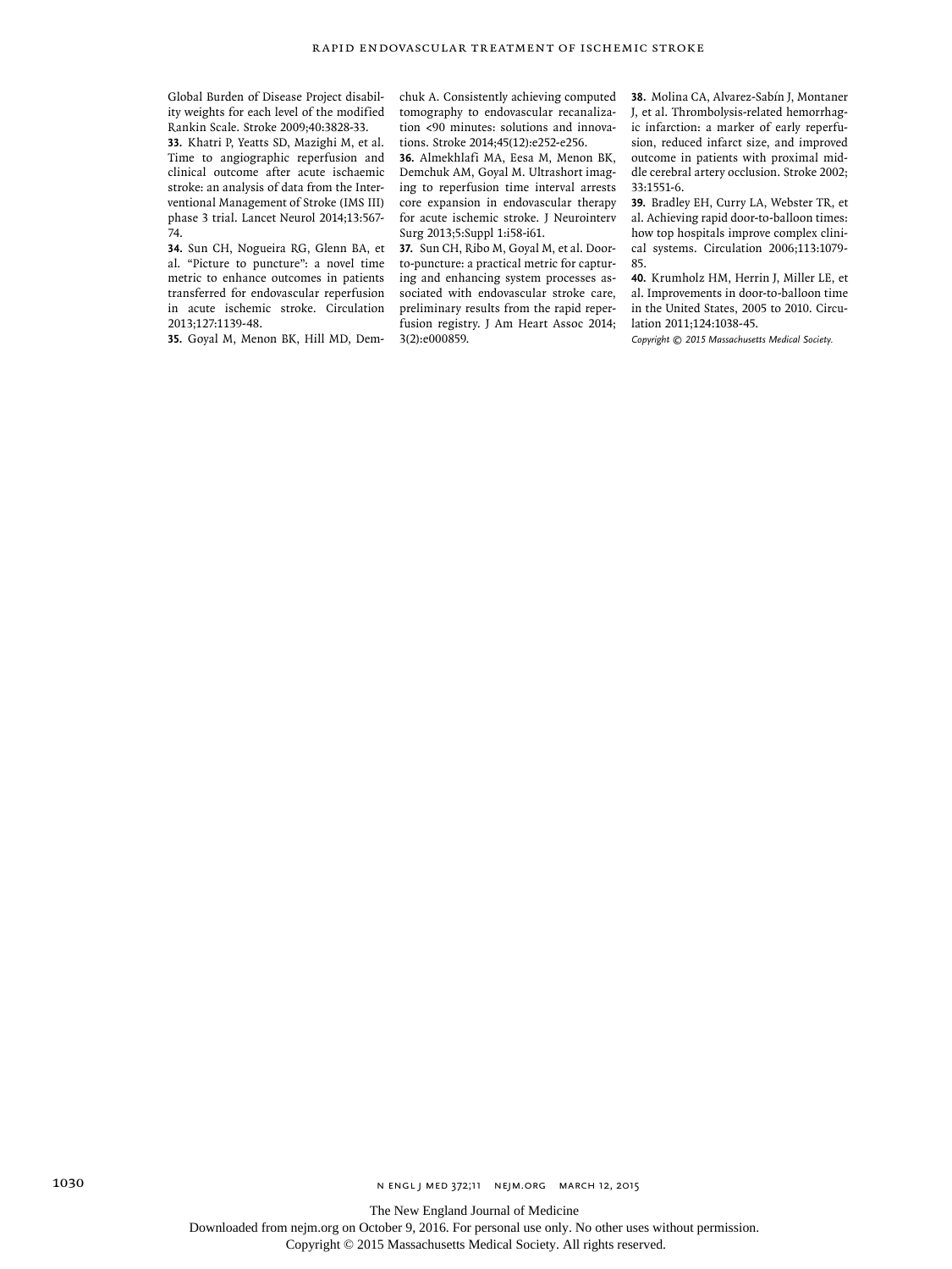Global Burden of Disease Project disability weights for each level of the modified Rankin Scale. Stroke 2009;40:3828-33.

**33.** Khatri P, Yeatts SD, Mazighi M, et al. Time to angiographic reperfusion and clinical outcome after acute ischaemic stroke: an analysis of data from the Interventional Management of Stroke (IMS III) phase 3 trial. Lancet Neurol 2014;13:567-74.

**34.** Sun CH, Nogueira RG, Glenn BA, et al. "Picture to puncture": a novel time metric to enhance outcomes in patients transferred for endovascular reperfusion in acute ischemic stroke. Circulation 2013;127:1139-48.

**35.** Goyal M, Menon BK, Hill MD, Demchuk A. Consistently achieving computed tomography to endovascular recanalization <90 minutes: solutions and innovations. Stroke 2014;45(12):e252-e256.

**36.** Almekhlafi MA, Eesa M, Menon BK, Demchuk AM, Goyal M. Ultrashort imaging to reperfusion time interval arrests core expansion in endovascular therapy for acute ischemic stroke. J Neurointerv Surg 2013;5:Suppl 1:i58-i61.

**37.** Sun CH, Ribo M, Goyal M, et al. Door-to-puncture: a practical metric for capturing and enhancing system processes associated with endovascular stroke care, preliminary results from the rapid reperfusion registry. J Am Heart Assoc 2014; 3(2):e000859.

**38.** Molina CA, Alvarez-Sabín J, Montaner J, et al. Thrombolysis-related hemorrhagic infarction: a marker of early reperfusion, reduced infarct size, and improved outcome in patients with proximal middle cerebral artery occlusion. Stroke 2002; 33:1551-6.

**39.** Bradley EH, Curry LA, Webster TR, et al. Achieving rapid door-to-balloon times: how top hospitals improve complex clinical systems. Circulation 2006;113:1079-85.

**40.** Krumholz HM, Herrin J, Miller LE, et al. Improvements in door-to-balloon time in the United States, 2005 to 2010. Circulation 2011;124:1038-45.

*Copyright © 2015 Massachusetts Medical Society.*